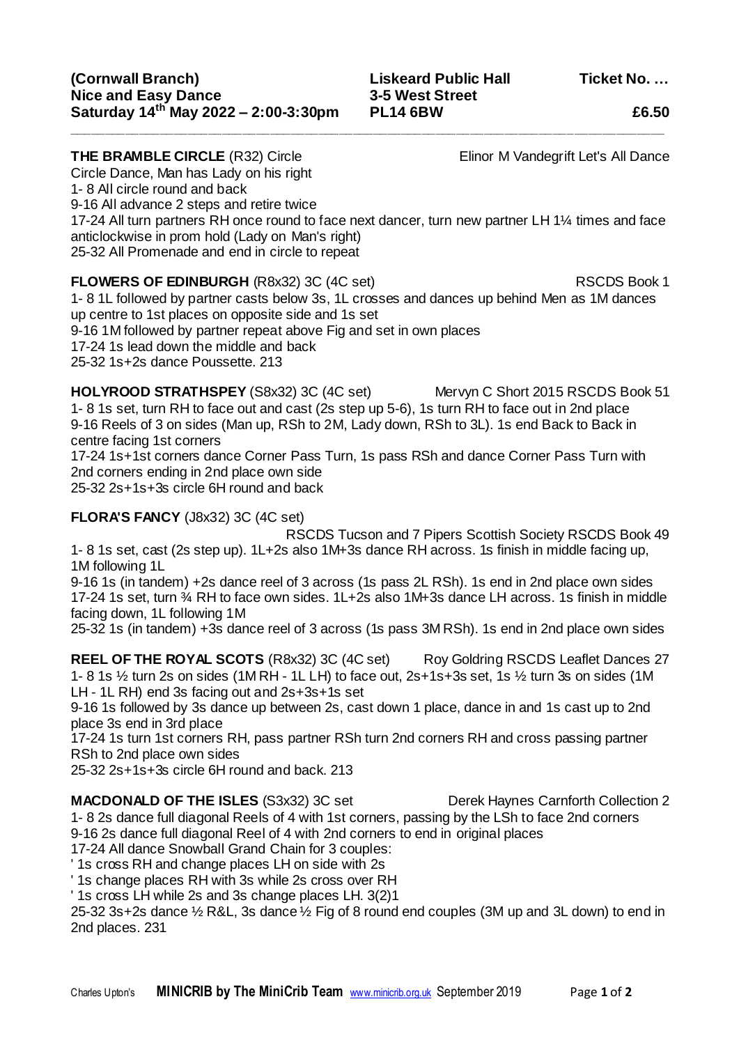**(Cornwall Branch)**
**Nice and Easy Dance**
**Saturday 14th May 2022 – 2:00-3:30pm**

**Liskeard Public Hall**
**3-5 West Street**
**PL14 6BW**

**Ticket No. …**
**£6.50**

---

**THE BRAMBLE CIRCLE** (R32) Circle — Elinor M Vandegrift Let's All Dance

Circle Dance, Man has Lady on his right
1- 8 All circle round and back
9-16 All advance 2 steps and retire twice
17-24 All turn partners RH once round to face next dancer, turn new partner LH 1¼ times and face anticlockwise in prom hold (Lady on Man's right)
25-32 All Promenade and end in circle to repeat

**FLOWERS OF EDINBURGH** (R8x32) 3C (4C set) — RSCDS Book 1

1- 8 1L followed by partner casts below 3s, 1L crosses and dances up behind Men as 1M dances up centre to 1st places on opposite side and 1s set
9-16 1M followed by partner repeat above Fig and set in own places
17-24 1s lead down the middle and back
25-32 1s+2s dance Poussette. 213

**HOLYROOD STRATHSPEY** (S8x32) 3C (4C set) — Mervyn C Short 2015 RSCDS Book 51

1- 8 1s set, turn RH to face out and cast (2s step up 5-6), 1s turn RH to face out in 2nd place
9-16 Reels of 3 on sides (Man up, RSh to 2M, Lady down, RSh to 3L). 1s end Back to Back in centre facing 1st corners
17-24 1s+1st corners dance Corner Pass Turn, 1s pass RSh and dance Corner Pass Turn with 2nd corners ending in 2nd place own side
25-32 2s+1s+3s circle 6H round and back

**FLORA'S FANCY** (J8x32) 3C (4C set) — RSCDS Tucson and 7 Pipers Scottish Society RSCDS Book 49

1- 8 1s set, cast (2s step up). 1L+2s also 1M+3s dance RH across. 1s finish in middle facing up, 1M following 1L
9-16 1s (in tandem) +2s dance reel of 3 across (1s pass 2L RSh). 1s end in 2nd place own sides
17-24 1s set, turn ¾ RH to face own sides. 1L+2s also 1M+3s dance LH across. 1s finish in middle facing down, 1L following 1M
25-32 1s (in tandem) +3s dance reel of 3 across (1s pass 3M RSh). 1s end in 2nd place own sides

**REEL OF THE ROYAL SCOTS** (R8x32) 3C (4C set) — Roy Goldring RSCDS Leaflet Dances 27

1- 8 1s ½ turn 2s on sides (1M RH - 1L LH) to face out, 2s+1s+3s set, 1s ½ turn 3s on sides (1M LH - 1L RH) end 3s facing out and 2s+3s+1s set
9-16 1s followed by 3s dance up between 2s, cast down 1 place, dance in and 1s cast up to 2nd place 3s end in 3rd place
17-24 1s turn 1st corners RH, pass partner RSh turn 2nd corners RH and cross passing partner RSh to 2nd place own sides
25-32 2s+1s+3s circle 6H round and back. 213

**MACDONALD OF THE ISLES** (S3x32) 3C set — Derek Haynes Carnforth Collection 2

1- 8 2s dance full diagonal Reels of 4 with 1st corners, passing by the LSh to face 2nd corners
9-16 2s dance full diagonal Reel of 4 with 2nd corners to end in original places
17-24 All dance Snowball Grand Chain for 3 couples:
' 1s cross RH and change places LH on side with 2s
' 1s change places RH with 3s while 2s cross over RH
' 1s cross LH while 2s and 3s change places LH. 3(2)1
25-32 3s+2s dance ½ R&L, 3s dance ½ Fig of 8 round end couples (3M up and 3L down) to end in 2nd places. 231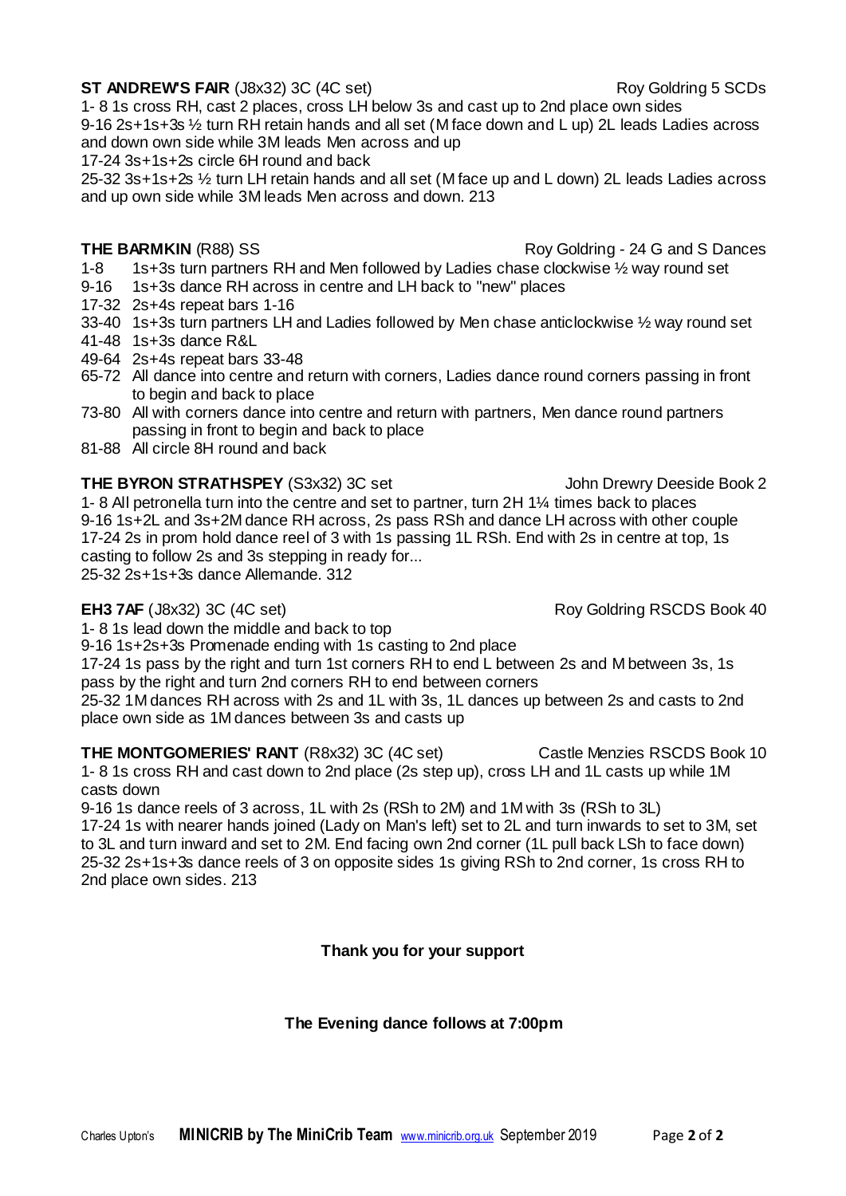**ST ANDREW'S FAIR** (J8x32) 3C (4C set) Roy Goldring 5 SCDs

1- 8 1s cross RH, cast 2 places, cross LH below 3s and cast up to 2nd place own sides
9-16 2s+1s+3s ½ turn RH retain hands and all set (M face down and L up) 2L leads Ladies across and down own side while 3M leads Men across and up
17-24 3s+1s+2s circle 6H round and back
25-32 3s+1s+2s ½ turn LH retain hands and all set (M face up and L down) 2L leads Ladies across and up own side while 3M leads Men across and down. 213

**THE BARMKIN** (R88) SS Roy Goldring - 24 G and S Dances

1-8 1s+3s turn partners RH and Men followed by Ladies chase clockwise ½ way round set
9-16 1s+3s dance RH across in centre and LH back to "new" places
17-32 2s+4s repeat bars 1-16
33-40 1s+3s turn partners LH and Ladies followed by Men chase anticlockwise ½ way round set
41-48 1s+3s dance R&L
49-64 2s+4s repeat bars 33-48
65-72 All dance into centre and return with corners, Ladies dance round corners passing in front to begin and back to place
73-80 All with corners dance into centre and return with partners, Men dance round partners passing in front to begin and back to place
81-88 All circle 8H round and back

**THE BYRON STRATHSPEY** (S3x32) 3C set John Drewry Deeside Book 2

1- 8 All petronella turn into the centre and set to partner, turn 2H 1¼ times back to places
9-16 1s+2L and 3s+2M dance RH across, 2s pass RSh and dance LH across with other couple
17-24 2s in prom hold dance reel of 3 with 1s passing 1L RSh. End with 2s in centre at top, 1s casting to follow 2s and 3s stepping in ready for...
25-32 2s+1s+3s dance Allemande. 312

**EH3 7AF** (J8x32) 3C (4C set) Roy Goldring RSCDS Book 40

1- 8 1s lead down the middle and back to top
9-16 1s+2s+3s Promenade ending with 1s casting to 2nd place
17-24 1s pass by the right and turn 1st corners RH to end L between 2s and M between 3s, 1s pass by the right and turn 2nd corners RH to end between corners
25-32 1M dances RH across with 2s and 1L with 3s, 1L dances up between 2s and casts to 2nd place own side as 1M dances between 3s and casts up

**THE MONTGOMERIES' RANT** (R8x32) 3C (4C set) Castle Menzies RSCDS Book 10

1- 8 1s cross RH and cast down to 2nd place (2s step up), cross LH and 1L casts up while 1M casts down
9-16 1s dance reels of 3 across, 1L with 2s (RSh to 2M) and 1M with 3s (RSh to 3L)
17-24 1s with nearer hands joined (Lady on Man's left) set to 2L and turn inwards to set to 3M, set to 3L and turn inward and set to 2M. End facing own 2nd corner (1L pull back LSh to face down)
25-32 2s+1s+3s dance reels of 3 on opposite sides 1s giving RSh to 2nd corner, 1s cross RH to 2nd place own sides. 213

**Thank you for your support**

**The Evening dance follows at 7:00pm**